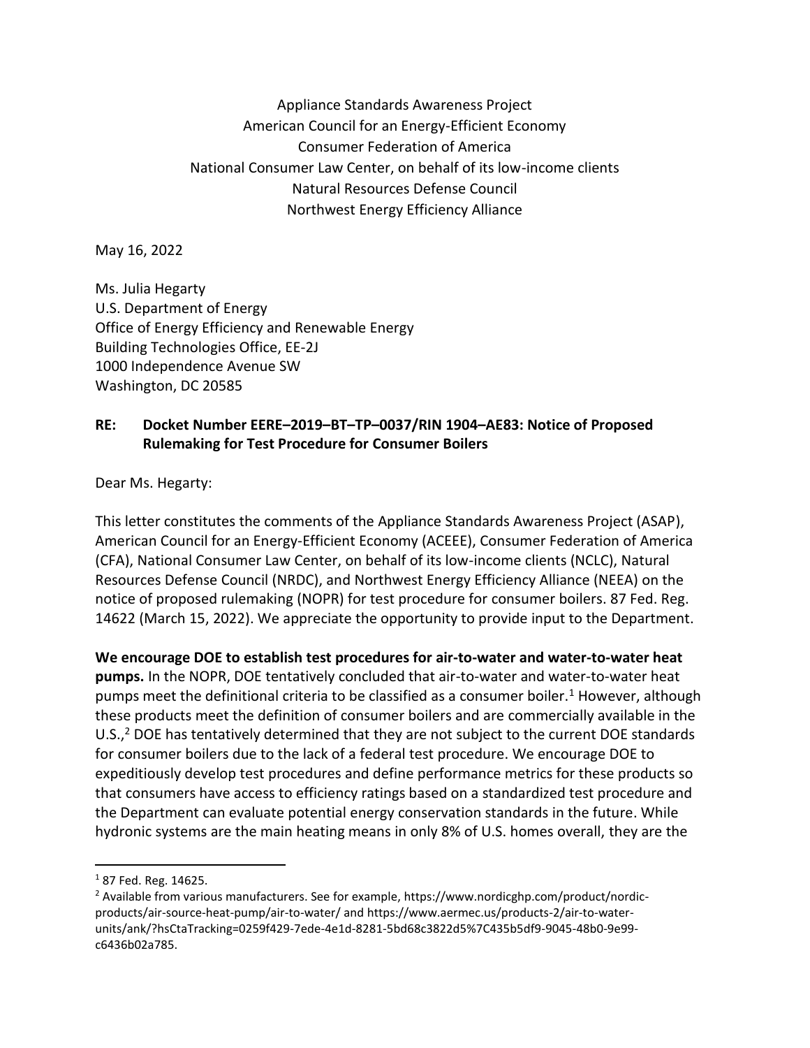Appliance Standards Awareness Project
American Council for an Energy-Efficient Economy
Consumer Federation of America
National Consumer Law Center, on behalf of its low-income clients
Natural Resources Defense Council
Northwest Energy Efficiency Alliance

May 16, 2022

Ms. Julia Hegarty
U.S. Department of Energy
Office of Energy Efficiency and Renewable Energy
Building Technologies Office, EE-2J
1000 Independence Avenue SW
Washington, DC 20585

**RE: Docket Number EERE–2019–BT–TP–0037/RIN 1904–AE83: Notice of Proposed Rulemaking for Test Procedure for Consumer Boilers**

Dear Ms. Hegarty:

This letter constitutes the comments of the Appliance Standards Awareness Project (ASAP), American Council for an Energy-Efficient Economy (ACEEE), Consumer Federation of America (CFA), National Consumer Law Center, on behalf of its low-income clients (NCLC), Natural Resources Defense Council (NRDC), and Northwest Energy Efficiency Alliance (NEEA) on the notice of proposed rulemaking (NOPR) for test procedure for consumer boilers. 87 Fed. Reg. 14622 (March 15, 2022). We appreciate the opportunity to provide input to the Department.

**We encourage DOE to establish test procedures for air-to-water and water-to-water heat pumps.** In the NOPR, DOE tentatively concluded that air-to-water and water-to-water heat pumps meet the definitional criteria to be classified as a consumer boiler.[1] However, although these products meet the definition of consumer boilers and are commercially available in the U.S.,[2] DOE has tentatively determined that they are not subject to the current DOE standards for consumer boilers due to the lack of a federal test procedure. We encourage DOE to expeditiously develop test procedures and define performance metrics for these products so that consumers have access to efficiency ratings based on a standardized test procedure and the Department can evaluate potential energy conservation standards in the future. While hydronic systems are the main heating means in only 8% of U.S. homes overall, they are the

[1] 87 Fed. Reg. 14625.

[2] Available from various manufacturers. See for example, https://www.nordicghp.com/product/nordic-products/air-source-heat-pump/air-to-water/ and https://www.aermec.us/products-2/air-to-water-units/ank/?hsCtaTracking=0259f429-7ede-4e1d-8281-5bd68c3822d5%7C435b5df9-9045-48b0-9e99-c6436b02a785.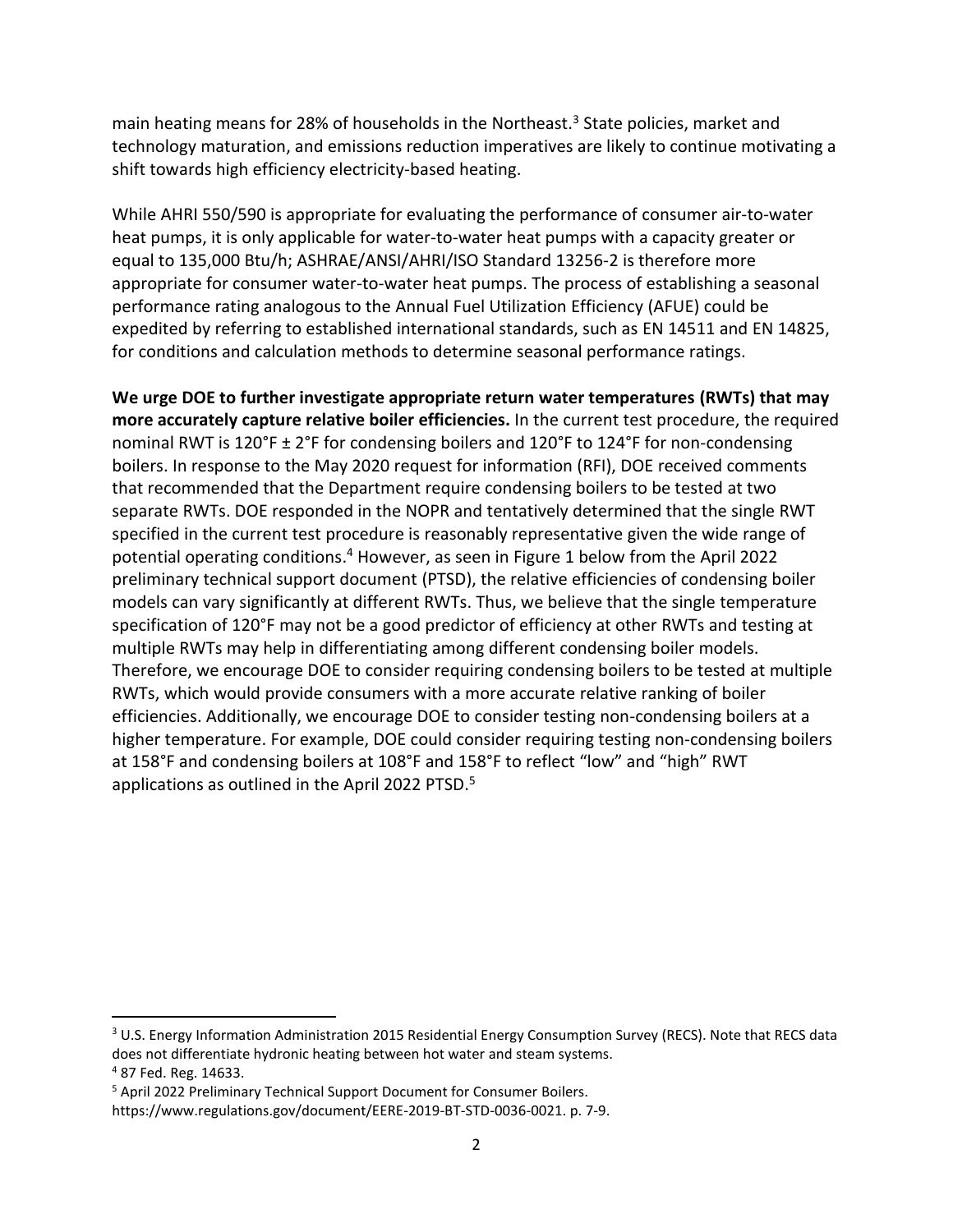main heating means for 28% of households in the Northeast.[3] State policies, market and technology maturation, and emissions reduction imperatives are likely to continue motivating a shift towards high efficiency electricity-based heating.

While AHRI 550/590 is appropriate for evaluating the performance of consumer air-to-water heat pumps, it is only applicable for water-to-water heat pumps with a capacity greater or equal to 135,000 Btu/h; ASHRAE/ANSI/AHRI/ISO Standard 13256-2 is therefore more appropriate for consumer water-to-water heat pumps. The process of establishing a seasonal performance rating analogous to the Annual Fuel Utilization Efficiency (AFUE) could be expedited by referring to established international standards, such as EN 14511 and EN 14825, for conditions and calculation methods to determine seasonal performance ratings.

**We urge DOE to further investigate appropriate return water temperatures (RWTs) that may more accurately capture relative boiler efficiencies.** In the current test procedure, the required nominal RWT is 120°F ± 2°F for condensing boilers and 120°F to 124°F for non-condensing boilers. In response to the May 2020 request for information (RFI), DOE received comments that recommended that the Department require condensing boilers to be tested at two separate RWTs. DOE responded in the NOPR and tentatively determined that the single RWT specified in the current test procedure is reasonably representative given the wide range of potential operating conditions.[4] However, as seen in Figure 1 below from the April 2022 preliminary technical support document (PTSD), the relative efficiencies of condensing boiler models can vary significantly at different RWTs. Thus, we believe that the single temperature specification of 120°F may not be a good predictor of efficiency at other RWTs and testing at multiple RWTs may help in differentiating among different condensing boiler models. Therefore, we encourage DOE to consider requiring condensing boilers to be tested at multiple RWTs, which would provide consumers with a more accurate relative ranking of boiler efficiencies. Additionally, we encourage DOE to consider testing non-condensing boilers at a higher temperature. For example, DOE could consider requiring testing non-condensing boilers at 158°F and condensing boilers at 108°F and 158°F to reflect "low" and "high" RWT applications as outlined in the April 2022 PTSD.[5]

---

[3] U.S. Energy Information Administration 2015 Residential Energy Consumption Survey (RECS). Note that RECS data does not differentiate hydronic heating between hot water and steam systems.

[4] 87 Fed. Reg. 14633.

[5] April 2022 Preliminary Technical Support Document for Consumer Boilers. https://www.regulations.gov/document/EERE-2019-BT-STD-0036-0021. p. 7-9.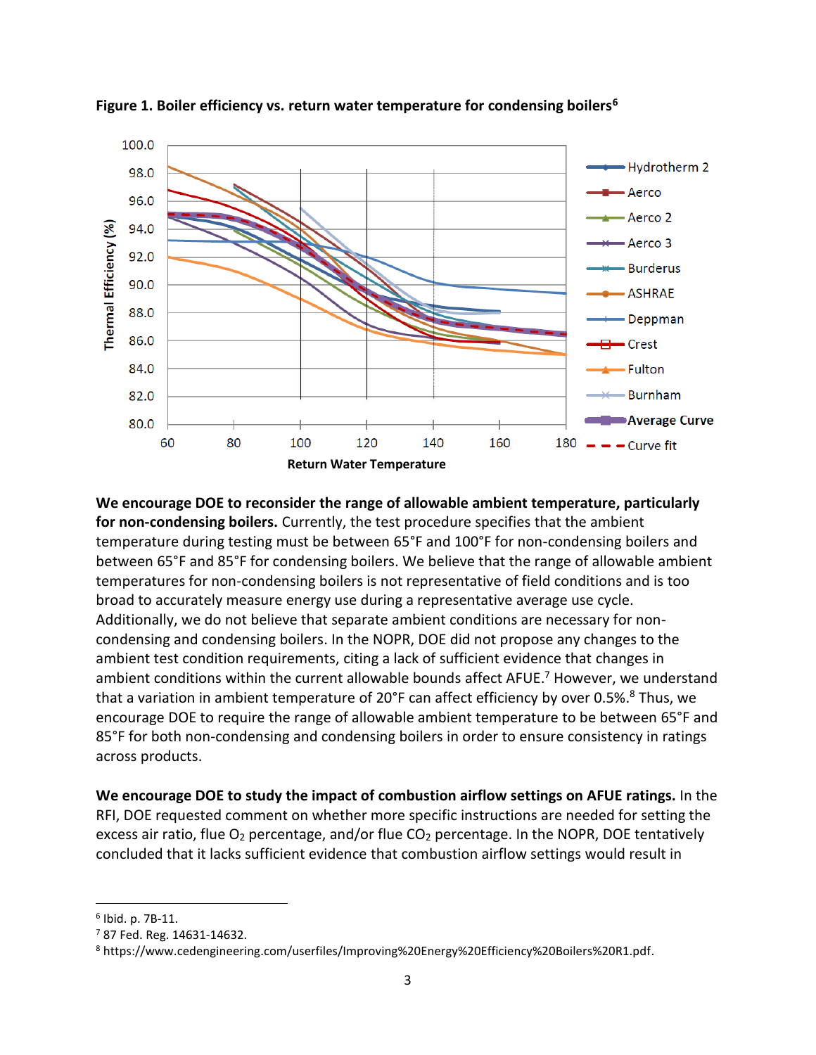**Figure 1. Boiler efficiency vs. return water temperature for condensing boilers**[6]

**We encourage DOE to reconsider the range of allowable ambient temperature, particularly for non-condensing boilers.** Currently, the test procedure specifies that the ambient temperature during testing must be between 65°F and 100°F for non-condensing boilers and between 65°F and 85°F for condensing boilers. We believe that the range of allowable ambient temperatures for non-condensing boilers is not representative of field conditions and is too broad to accurately measure energy use during a representative average use cycle. Additionally, we do not believe that separate ambient conditions are necessary for non-condensing and condensing boilers. In the NOPR, DOE did not propose any changes to the ambient test condition requirements, citing a lack of sufficient evidence that changes in ambient conditions within the current allowable bounds affect AFUE.[7] However, we understand that a variation in ambient temperature of 20°F can affect efficiency by over 0.5%.[8] Thus, we encourage DOE to require the range of allowable ambient temperature to be between 65°F and 85°F for both non-condensing and condensing boilers in order to ensure consistency in ratings across products.

**We encourage DOE to study the impact of combustion airflow settings on AFUE ratings.** In the RFI, DOE requested comment on whether more specific instructions are needed for setting the excess air ratio, flue $O_2$ percentage, and/or flue $CO_2$ percentage. In the NOPR, DOE tentatively concluded that it lacks sufficient evidence that combustion airflow settings would result in

[6] Ibid. p. 7B-11.

[7] 87 Fed. Reg. 14631-14632.

[8] https://www.cedengineering.com/userfiles/Improving%20Energy%20Efficiency%20Boilers%20R1.pdf.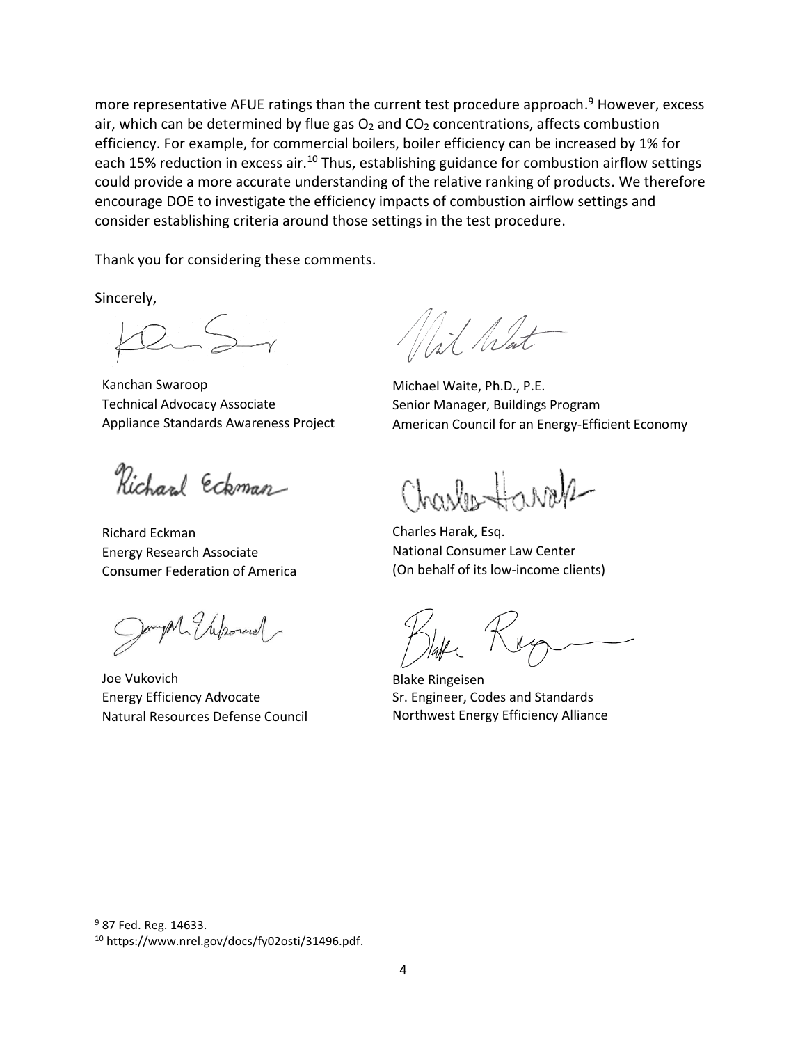more representative AFUE ratings than the current test procedure approach.[9] However, excess air, which can be determined by flue gas $O_2$ and $CO_2$ concentrations, affects combustion efficiency. For example, for commercial boilers, boiler efficiency can be increased by 1% for each 15% reduction in excess air.[10] Thus, establishing guidance for combustion airflow settings could provide a more accurate understanding of the relative ranking of products. We therefore encourage DOE to investigate the efficiency impacts of combustion airflow settings and consider establishing criteria around those settings in the test procedure.

Thank you for considering these comments.

Sincerely,

Kanchan Swaroop
Technical Advocacy Associate
Appliance Standards Awareness Project

Michael Waite, Ph.D., P.E.
Senior Manager, Buildings Program
American Council for an Energy-Efficient Economy

Richard Eckman
Energy Research Associate
Consumer Federation of America

Charles Harak, Esq.
National Consumer Law Center
(On behalf of its low-income clients)

Joe Vukovich
Energy Efficiency Advocate
Natural Resources Defense Council

Blake Ringeisen
Sr. Engineer, Codes and Standards
Northwest Energy Efficiency Alliance

---

[9] 87 Fed. Reg. 14633.

[10] https://www.nrel.gov/docs/fy02osti/31496.pdf.